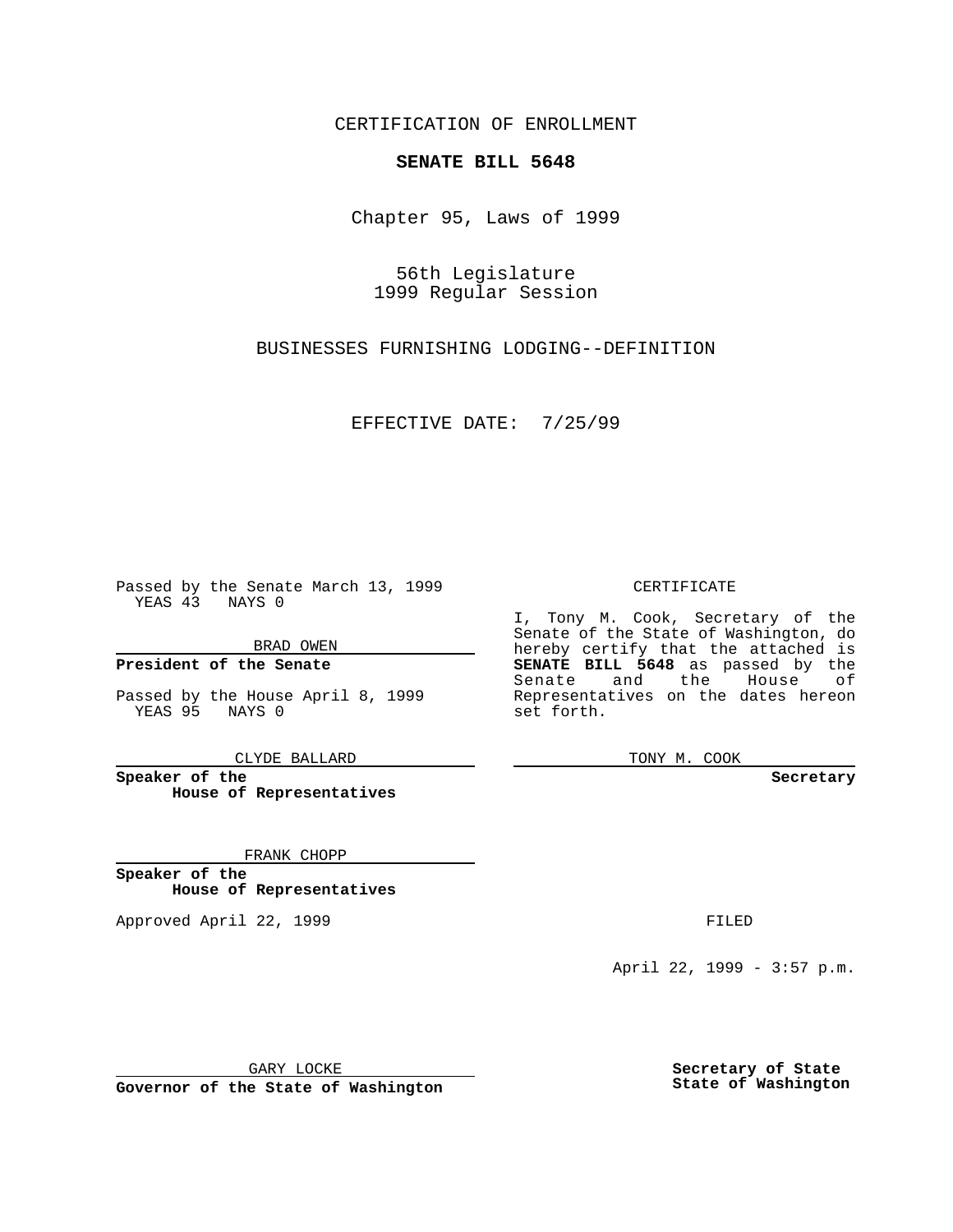CERTIFICATION OF ENROLLMENT

**SENATE BILL 5648**

Chapter 95, Laws of 1999

56th Legislature
1999 Regular Session

BUSINESSES FURNISHING LODGING--DEFINITION

EFFECTIVE DATE: 7/25/99

Passed by the Senate March 13, 1999
YEAS 43 NAYS 0

BRAD OWEN

**President of the Senate**

Passed by the House April 8, 1999
YEAS 95 NAYS 0

CLYDE BALLARD

**Speaker of the House of Representatives**

FRANK CHOPP

**Speaker of the House of Representatives**

Approved April 22, 1999

GARY LOCKE

**Governor of the State of Washington**

CERTIFICATE

I, Tony M. Cook, Secretary of the Senate of the State of Washington, do hereby certify that the attached is **SENATE BILL 5648** as passed by the Senate and the House of Representatives on the dates hereon set forth.

TONY M. COOK

**Secretary**

FILED

April 22, 1999 - 3:57 p.m.

**Secretary of State State of Washington**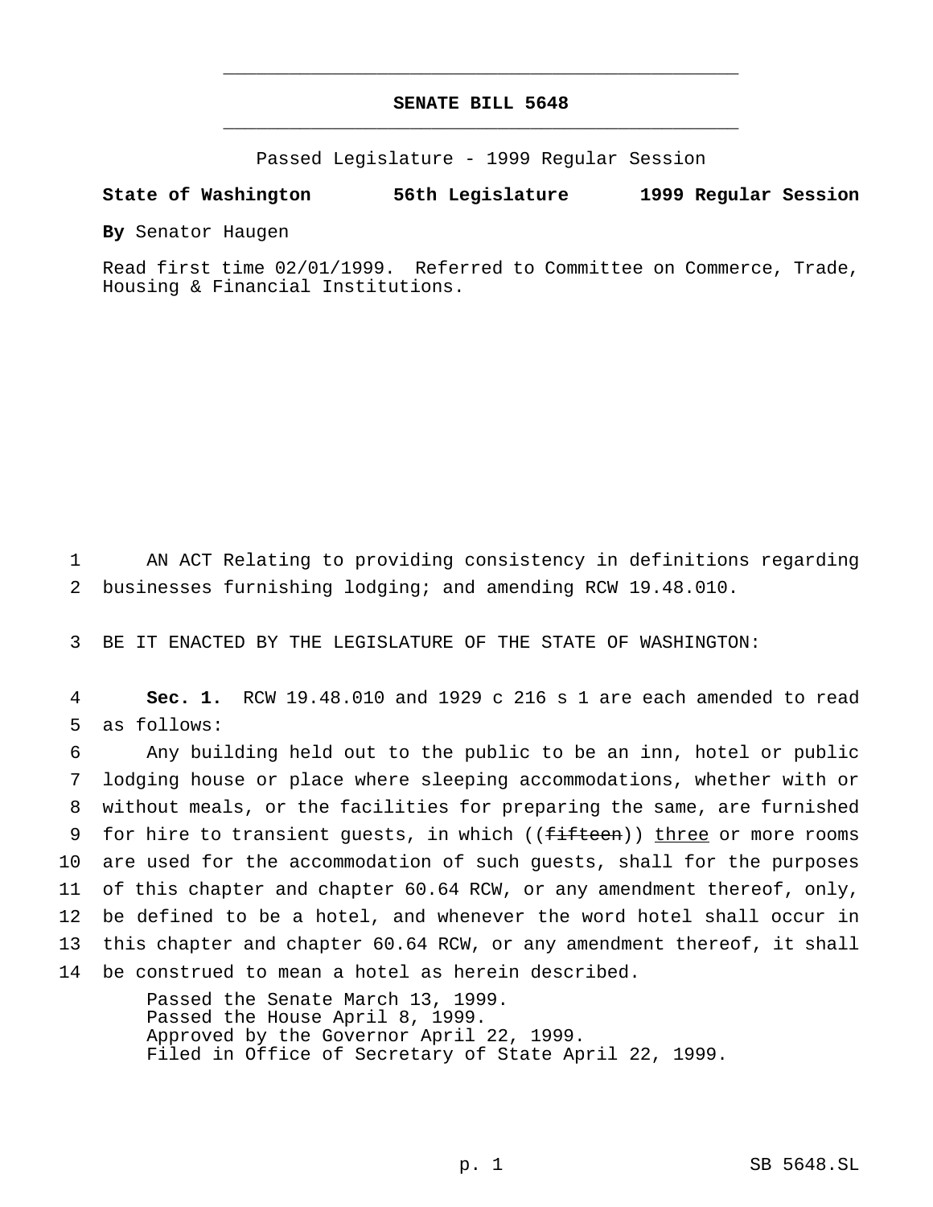# SENATE BILL 5648

Passed Legislature - 1999 Regular Session

**State of Washington 56th Legislature 1999 Regular Session**

**By** Senator Haugen

Read first time 02/01/1999. Referred to Committee on Commerce, Trade, Housing & Financial Institutions.

AN ACT Relating to providing consistency in definitions regarding businesses furnishing lodging; and amending RCW 19.48.010.

BE IT ENACTED BY THE LEGISLATURE OF THE STATE OF WASHINGTON:

**Sec. 1.** RCW 19.48.010 and 1929 c 216 s 1 are each amended to read as follows:

Any building held out to the public to be an inn, hotel or public lodging house or place where sleeping accommodations, whether with or without meals, or the facilities for preparing the same, are furnished for hire to transient guests, in which ((~~fifteen~~)) <u>three</u> or more rooms are used for the accommodation of such guests, shall for the purposes of this chapter and chapter 60.64 RCW, or any amendment thereof, only, be defined to be a hotel, and whenever the word hotel shall occur in this chapter and chapter 60.64 RCW, or any amendment thereof, it shall be construed to mean a hotel as herein described.

Passed the Senate March 13, 1999.
Passed the House April 8, 1999.
Approved by the Governor April 22, 1999.
Filed in Office of Secretary of State April 22, 1999.